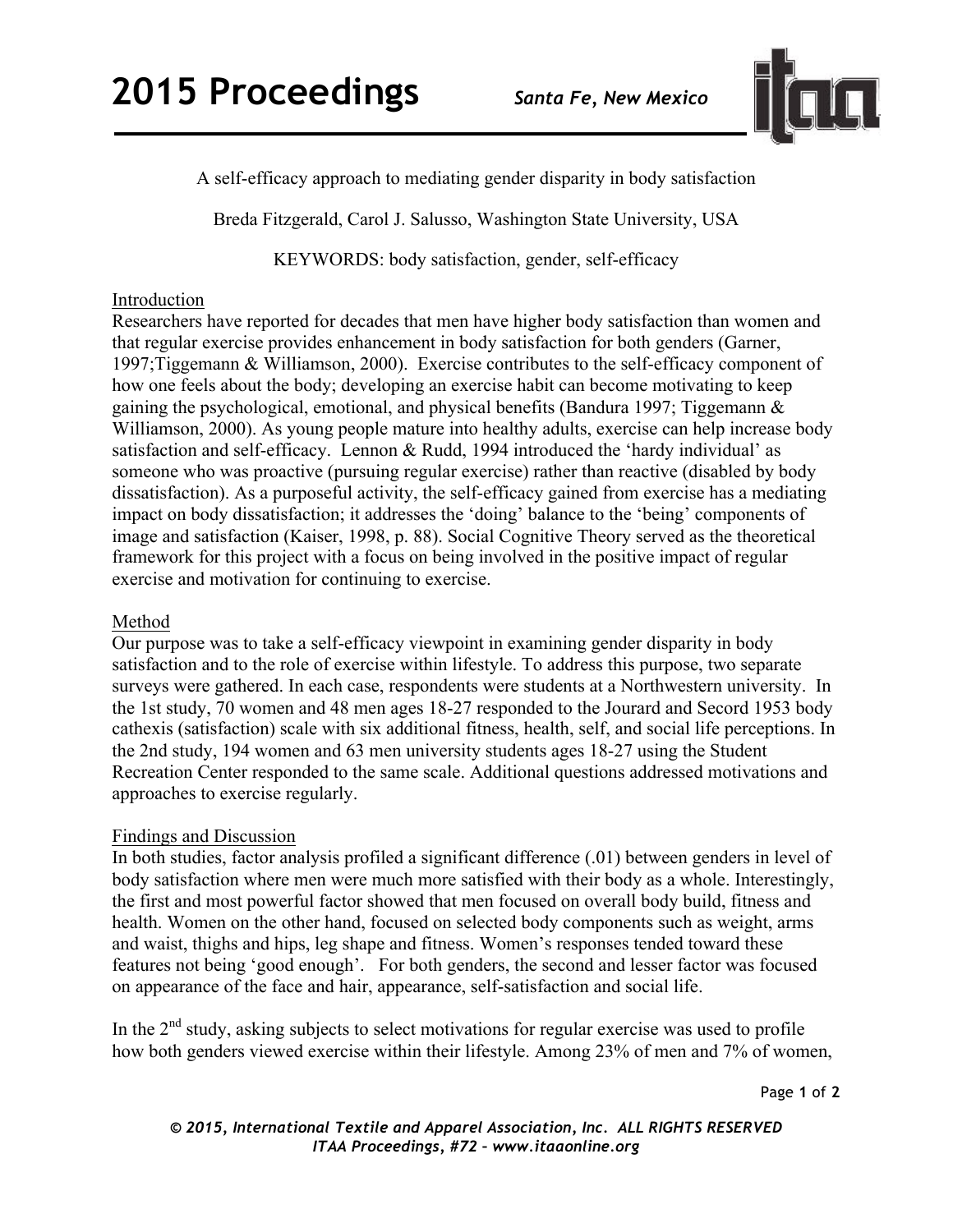A self-efficacy approach to mediating gender disparity in body satisfaction

Breda Fitzgerald, Carol J. Salusso, Washington State University, USA

KEYWORDS: body satisfaction, gender, self-efficacy

## Introduction

Researchers have reported for decades that men have higher body satisfaction than women and that regular exercise provides enhancement in body satisfaction for both genders (Garner, 1997;Tiggemann & Williamson, 2000). Exercise contributes to the self-efficacy component of how one feels about the body; developing an exercise habit can become motivating to keep gaining the psychological, emotional, and physical benefits (Bandura 1997; Tiggemann & Williamson, 2000). As young people mature into healthy adults, exercise can help increase body satisfaction and self-efficacy. Lennon & Rudd, 1994 introduced the 'hardy individual' as someone who was proactive (pursuing regular exercise) rather than reactive (disabled by body dissatisfaction). As a purposeful activity, the self-efficacy gained from exercise has a mediating impact on body dissatisfaction; it addresses the 'doing' balance to the 'being' components of image and satisfaction (Kaiser, 1998, p. 88). Social Cognitive Theory served as the theoretical framework for this project with a focus on being involved in the positive impact of regular exercise and motivation for continuing to exercise.

## Method

Our purpose was to take a self-efficacy viewpoint in examining gender disparity in body satisfaction and to the role of exercise within lifestyle. To address this purpose, two separate surveys were gathered. In each case, respondents were students at a Northwestern university. In the 1st study, 70 women and 48 men ages 18-27 responded to the Jourard and Secord 1953 body cathexis (satisfaction) scale with six additional fitness, health, self, and social life perceptions. In the 2nd study, 194 women and 63 men university students ages 18-27 using the Student Recreation Center responded to the same scale. Additional questions addressed motivations and approaches to exercise regularly.

## Findings and Discussion

In both studies, factor analysis profiled a significant difference (.01) between genders in level of body satisfaction where men were much more satisfied with their body as a whole. Interestingly, the first and most powerful factor showed that men focused on overall body build, fitness and health. Women on the other hand, focused on selected body components such as weight, arms and waist, thighs and hips, leg shape and fitness. Women's responses tended toward these features not being 'good enough'. For both genders, the second and lesser factor was focused on appearance of the face and hair, appearance, self-satisfaction and social life.

In the 2nd study, asking subjects to select motivations for regular exercise was used to profile how both genders viewed exercise within their lifestyle. Among 23% of men and 7% of women,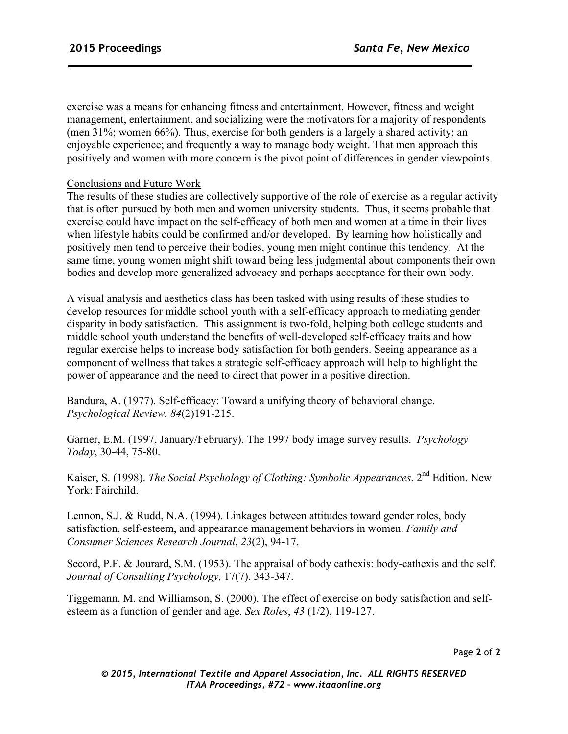exercise was a means for enhancing fitness and entertainment. However, fitness and weight management, entertainment, and socializing were the motivators for a majority of respondents (men 31%; women 66%). Thus, exercise for both genders is a largely a shared activity; an enjoyable experience; and frequently a way to manage body weight. That men approach this positively and women with more concern is the pivot point of differences in gender viewpoints.

## Conclusions and Future Work

The results of these studies are collectively supportive of the role of exercise as a regular activity that is often pursued by both men and women university students. Thus, it seems probable that exercise could have impact on the self-efficacy of both men and women at a time in their lives when lifestyle habits could be confirmed and/or developed. By learning how holistically and positively men tend to perceive their bodies, young men might continue this tendency. At the same time, young women might shift toward being less judgmental about components their own bodies and develop more generalized advocacy and perhaps acceptance for their own body.

A visual analysis and aesthetics class has been tasked with using results of these studies to develop resources for middle school youth with a self-efficacy approach to mediating gender disparity in body satisfaction. This assignment is two-fold, helping both college students and middle school youth understand the benefits of well-developed self-efficacy traits and how regular exercise helps to increase body satisfaction for both genders. Seeing appearance as a component of wellness that takes a strategic self-efficacy approach will help to highlight the power of appearance and the need to direct that power in a positive direction.

Bandura, A. (1977). Self-efficacy: Toward a unifying theory of behavioral change. *Psychological Review. 84*(2)191-215.

Garner, E.M. (1997, January/February). The 1997 body image survey results. *Psychology Today*, 30-44, 75-80.

Kaiser, S. (1998). *The Social Psychology of Clothing: Symbolic Appearances*, 2nd Edition. New York: Fairchild.

Lennon, S.J. & Rudd, N.A. (1994). Linkages between attitudes toward gender roles, body satisfaction, self-esteem, and appearance management behaviors in women. *Family and Consumer Sciences Research Journal*, *23*(2), 94-17.

Secord, P.F. & Jourard, S.M. (1953). The appraisal of body cathexis: body-cathexis and the self. *Journal of Consulting Psychology,* 17(7). 343-347.

Tiggemann, M. and Williamson, S. (2000). The effect of exercise on body satisfaction and self-esteem as a function of gender and age. *Sex Roles*, *43* (1/2), 119-127.

*© 2015, International Textile and Apparel Association, Inc. ALL RIGHTS RESERVED*
*ITAA Proceedings, #72 – www.itaaonline.org*